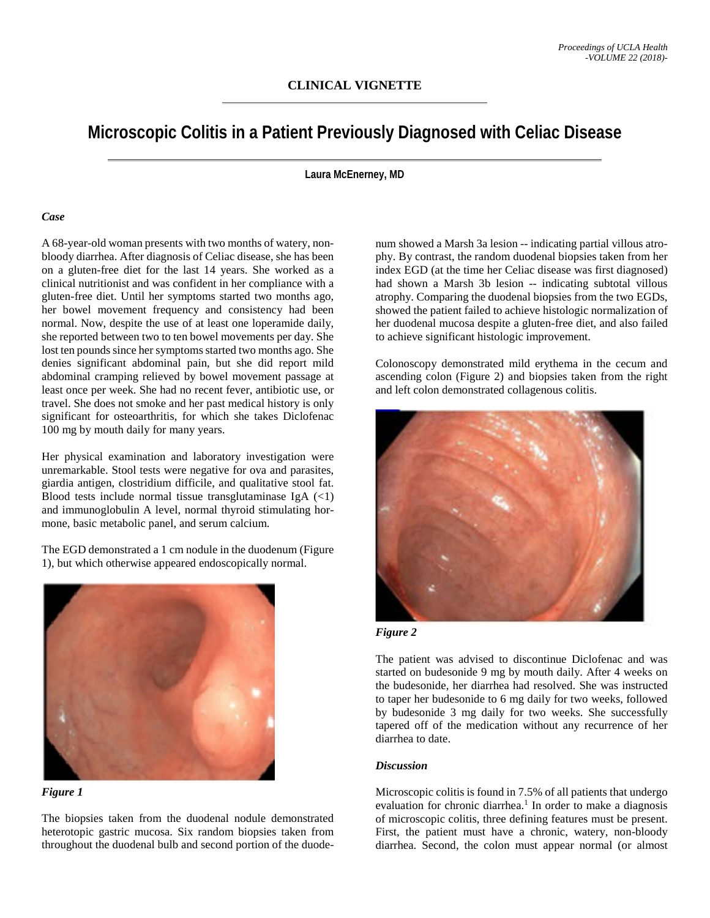**CLINICAL VIGNETTE**

# Microscopic Colitis in a Patient Previously Diagnosed with Celiac Disease

**Laura McEnerney, MD**

### *Case*

A 68-year-old woman presents with two months of watery, non-bloody diarrhea. After diagnosis of Celiac disease, she has been on a gluten-free diet for the last 14 years. She worked as a clinical nutritionist and was confident in her compliance with a gluten-free diet. Until her symptoms started two months ago, her bowel movement frequency and consistency had been normal. Now, despite the use of at least one loperamide daily, she reported between two to ten bowel movements per day. She lost ten pounds since her symptoms started two months ago. She denies significant abdominal pain, but she did report mild abdominal cramping relieved by bowel movement passage at least once per week. She had no recent fever, antibiotic use, or travel. She does not smoke and her past medical history is only significant for osteoarthritis, for which she takes Diclofenac 100 mg by mouth daily for many years.

Her physical examination and laboratory investigation were unremarkable. Stool tests were negative for ova and parasites, giardia antigen, clostridium difficile, and qualitative stool fat. Blood tests include normal tissue transglutaminase IgA (<1) and immunoglobulin A level, normal thyroid stimulating hormone, basic metabolic panel, and serum calcium.

The EGD demonstrated a 1 cm nodule in the duodenum (Figure 1), but which otherwise appeared endoscopically normal.

*Figure 1*

The biopsies taken from the duodenal nodule demonstrated heterotopic gastric mucosa. Six random biopsies taken from throughout the duodenal bulb and second portion of the duodenum showed a Marsh 3a lesion -- indicating partial villous atrophy. By contrast, the random duodenal biopsies taken from her index EGD (at the time her Celiac disease was first diagnosed) had shown a Marsh 3b lesion -- indicating subtotal villous atrophy. Comparing the duodenal biopsies from the two EGDs, showed the patient failed to achieve histologic normalization of her duodenal mucosa despite a gluten-free diet, and also failed to achieve significant histologic improvement.

Colonoscopy demonstrated mild erythema in the cecum and ascending colon (Figure 2) and biopsies taken from the right and left colon demonstrated collagenous colitis.

*Figure 2*

The patient was advised to discontinue Diclofenac and was started on budesonide 9 mg by mouth daily. After 4 weeks on the budesonide, her diarrhea had resolved. She was instructed to taper her budesonide to 6 mg daily for two weeks, followed by budesonide 3 mg daily for two weeks. She successfully tapered off of the medication without any recurrence of her diarrhea to date.

### *Discussion*

Microscopic colitis is found in 7.5% of all patients that undergo evaluation for chronic diarrhea.[1] In order to make a diagnosis of microscopic colitis, three defining features must be present. First, the patient must have a chronic, watery, non-bloody diarrhea. Second, the colon must appear normal (or almost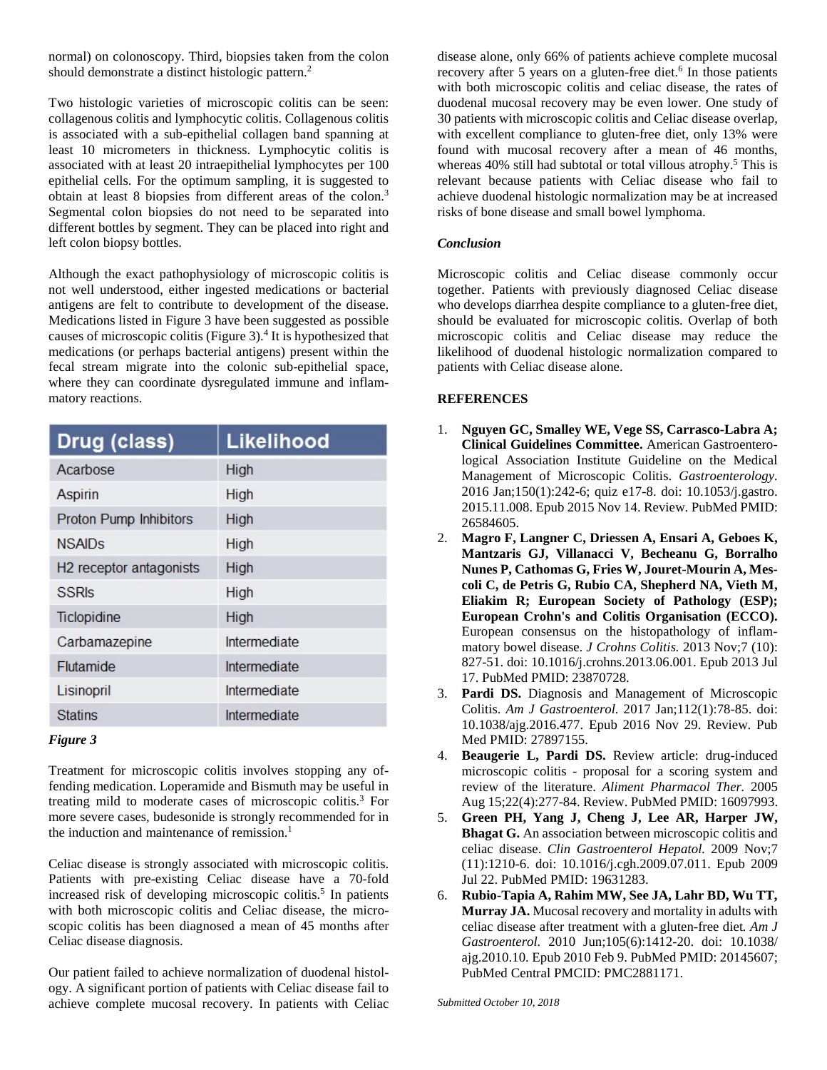normal) on colonoscopy. Third, biopsies taken from the colon should demonstrate a distinct histologic pattern.[2]

Two histologic varieties of microscopic colitis can be seen: collagenous colitis and lymphocytic colitis. Collagenous colitis is associated with a sub-epithelial collagen band spanning at least 10 micrometers in thickness. Lymphocytic colitis is associated with at least 20 intraepithelial lymphocytes per 100 epithelial cells. For the optimum sampling, it is suggested to obtain at least 8 biopsies from different areas of the colon.[3] Segmental colon biopsies do not need to be separated into different bottles by segment. They can be placed into right and left colon biopsy bottles.

Although the exact pathophysiology of microscopic colitis is not well understood, either ingested medications or bacterial antigens are felt to contribute to development of the disease. Medications listed in Figure 3 have been suggested as possible causes of microscopic colitis (Figure 3).[4] It is hypothesized that medications (or perhaps bacterial antigens) present within the fecal stream migrate into the colonic sub-epithelial space, where they can coordinate dysregulated immune and inflammatory reactions.

| Drug (class) | Likelihood |
|---|---|
| Acarbose | High |
| Aspirin | High |
| Proton Pump Inhibitors | High |
| NSAIDs | High |
| H2 receptor antagonists | High |
| SSRIs | High |
| Ticlopidine | High |
| Carbamazepine | Intermediate |
| Flutamide | Intermediate |
| Lisinopril | Intermediate |
| Statins | Intermediate |

***Figure 3***

Treatment for microscopic colitis involves stopping any offending medication. Loperamide and Bismuth may be useful in treating mild to moderate cases of microscopic colitis.[3] For more severe cases, budesonide is strongly recommended for in the induction and maintenance of remission.[1]

Celiac disease is strongly associated with microscopic colitis. Patients with pre-existing Celiac disease have a 70-fold increased risk of developing microscopic colitis.[5] In patients with both microscopic colitis and Celiac disease, the microscopic colitis has been diagnosed a mean of 45 months after Celiac disease diagnosis.

Our patient failed to achieve normalization of duodenal histology. A significant portion of patients with Celiac disease fail to achieve complete mucosal recovery. In patients with Celiac disease alone, only 66% of patients achieve complete mucosal recovery after 5 years on a gluten-free diet.[6] In those patients with both microscopic colitis and celiac disease, the rates of duodenal mucosal recovery may be even lower. One study of 30 patients with microscopic colitis and Celiac disease overlap, with excellent compliance to gluten-free diet, only 13% were found with mucosal recovery after a mean of 46 months, whereas 40% still had subtotal or total villous atrophy.[5] This is relevant because patients with Celiac disease who fail to achieve duodenal histologic normalization may be at increased risks of bone disease and small bowel lymphoma.

### *Conclusion*

Microscopic colitis and Celiac disease commonly occur together. Patients with previously diagnosed Celiac disease who develops diarrhea despite compliance to a gluten-free diet, should be evaluated for microscopic colitis. Overlap of both microscopic colitis and Celiac disease may reduce the likelihood of duodenal histologic normalization compared to patients with Celiac disease alone.

## REFERENCES

1. **Nguyen GC, Smalley WE, Vege SS, Carrasco-Labra A; Clinical Guidelines Committee.** American Gastroenterological Association Institute Guideline on the Medical Management of Microscopic Colitis. *Gastroenterology*. 2016 Jan;150(1):242-6; quiz e17-8. doi: 10.1053/j.gastro.2015.11.008. Epub 2015 Nov 14. Review. PubMed PMID: 26584605.
2. **Magro F, Langner C, Driessen A, Ensari A, Geboes K, Mantzaris GJ, Villanacci V, Becheanu G, Borralho Nunes P, Cathomas G, Fries W, Jouret-Mourin A, Mescoli C, de Petris G, Rubio CA, Shepherd NA, Vieth M, Eliakim R; European Society of Pathology (ESP); European Crohn's and Colitis Organisation (ECCO).** European consensus on the histopathology of inflammatory bowel disease. *J Crohns Colitis.* 2013 Nov;7 (10): 827-51. doi: 10.1016/j.crohns.2013.06.001. Epub 2013 Jul 17. PubMed PMID: 23870728.
3. **Pardi DS.** Diagnosis and Management of Microscopic Colitis. *Am J Gastroenterol.* 2017 Jan;112(1):78-85. doi: 10.1038/ajg.2016.477. Epub 2016 Nov 29. Review. Pub Med PMID: 27897155.
4. **Beaugerie L, Pardi DS.** Review article: drug-induced microscopic colitis - proposal for a scoring system and review of the literature. *Aliment Pharmacol Ther.* 2005 Aug 15;22(4):277-84. Review. PubMed PMID: 16097993.
5. **Green PH, Yang J, Cheng J, Lee AR, Harper JW, Bhagat G.** An association between microscopic colitis and celiac disease. *Clin Gastroenterol Hepatol.* 2009 Nov;7 (11):1210-6. doi: 10.1016/j.cgh.2009.07.011. Epub 2009 Jul 22. PubMed PMID: 19631283.
6. **Rubio-Tapia A, Rahim MW, See JA, Lahr BD, Wu TT, Murray JA.** Mucosal recovery and mortality in adults with celiac disease after treatment with a gluten-free diet. *Am J Gastroenterol.* 2010 Jun;105(6):1412-20. doi: 10.1038/ajg.2010.10. Epub 2010 Feb 9. PubMed PMID: 20145607; PubMed Central PMCID: PMC2881171.

*Submitted October 10, 2018*